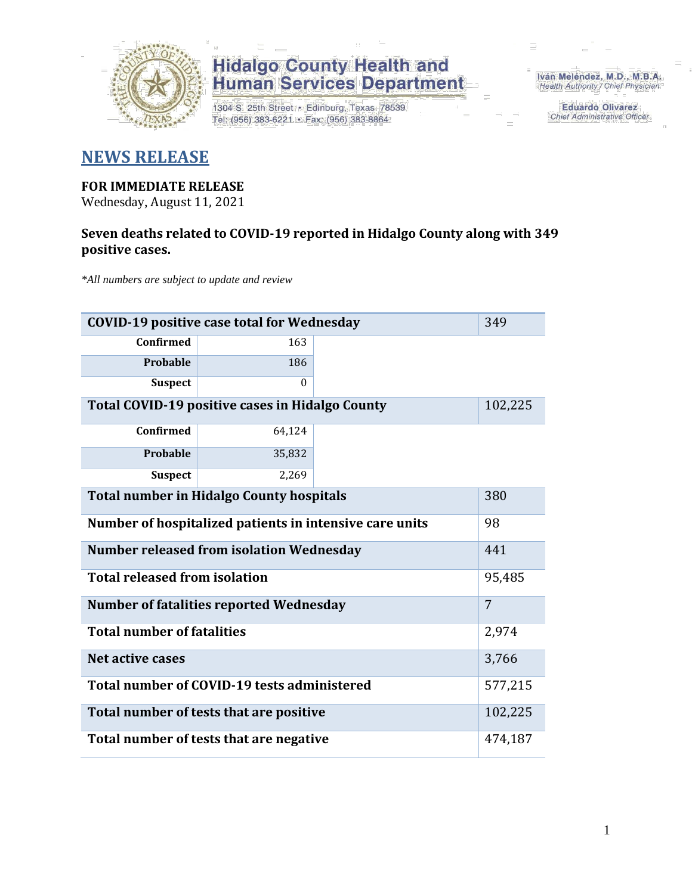**Hidalgo County Health and Human Services Department**

1304 S. 25th Street • Edinburg, Texas 78539
Tel: (956) 383-6221 • Fax: (956) 383-8864

Iván Meléndez, M.D., M.B.A.
*Health Authority / Chief Physician*

Eduardo Olivarez
*Chief Administrative Officer*

# NEWS RELEASE

**FOR IMMEDIATE RELEASE**
Wednesday, August 11, 2021

**Seven deaths related to COVID-19 reported in Hidalgo County along with 349 positive cases.**

*\*All numbers are subject to update and review*

| COVID-19 positive case total for Wednesday | | 349 |
|---|---|---|
| Confirmed | 163 | |
| Probable | 186 | |
| Suspect | 0 | |
| **Total COVID-19 positive cases in Hidalgo County** | | 102,225 |
| Confirmed | 64,124 | |
| Probable | 35,832 | |
| Suspect | 2,269 | |
| **Total number in Hidalgo County hospitals** | | 380 |
| **Number of hospitalized patients in intensive care units** | | 98 |
| **Number released from isolation Wednesday** | | 441 |
| **Total released from isolation** | | 95,485 |
| **Number of fatalities reported Wednesday** | | 7 |
| **Total number of fatalities** | | 2,974 |
| **Net active cases** | | 3,766 |
| **Total number of COVID-19 tests administered** | | 577,215 |
| **Total number of tests that are positive** | | 102,225 |
| **Total number of tests that are negative** | | 474,187 |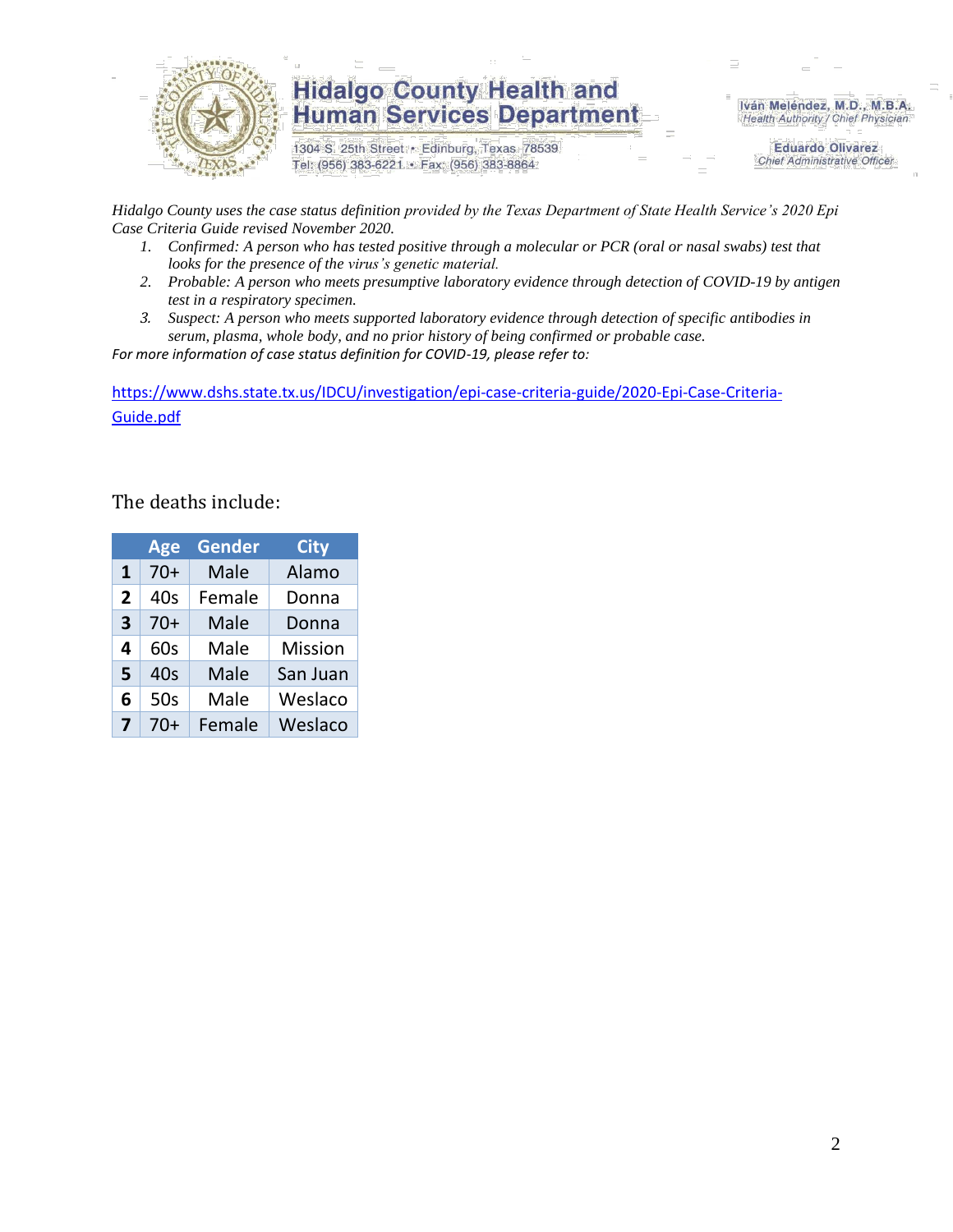# Hidalgo County Health and Human Services Department

1304 S. 25th Street • Edinburg, Texas 78539
Tel: (956) 383-6221 • Fax: (956) 383-8864

**Iván Meléndez, M.D., M.B.A.**
*Health Authority / Chief Physician*

**Eduardo Olivarez**
*Chief Administrative Officer*

*Hidalgo County uses the case status definition provided by the Texas Department of State Health Service's 2020 Epi Case Criteria Guide revised November 2020.*

1. *Confirmed: A person who has tested positive through a molecular or PCR (oral or nasal swabs) test that looks for the presence of the virus's genetic material.*
2. *Probable: A person who meets presumptive laboratory evidence through detection of COVID-19 by antigen test in a respiratory specimen.*
3. *Suspect: A person who meets supported laboratory evidence through detection of specific antibodies in serum, plasma, whole body, and no prior history of being confirmed or probable case.*

*For more information of case status definition for COVID-19, please refer to:*

https://www.dshs.state.tx.us/IDCU/investigation/epi-case-criteria-guide/2020-Epi-Case-Criteria-Guide.pdf

The deaths include:

| | Age | Gender | City |
|---|---|---|---|
| **1** | 70+ | Male | Alamo |
| **2** | 40s | Female | Donna |
| **3** | 70+ | Male | Donna |
| **4** | 60s | Male | Mission |
| **5** | 40s | Male | San Juan |
| **6** | 50s | Male | Weslaco |
| **7** | 70+ | Female | Weslaco |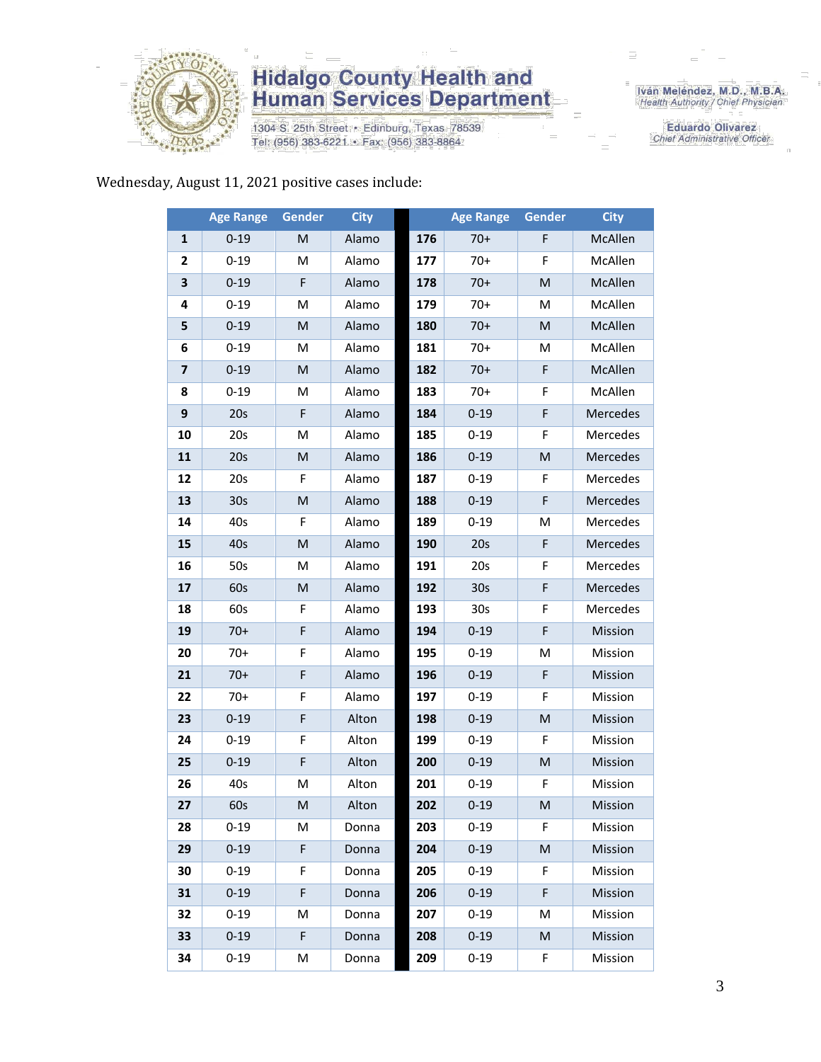Wednesday, August 11, 2021 positive cases include:

| | Age Range | Gender | City | | Age Range | Gender | City |
|---|---|---|---|---|---|---|---|
| **1** | 0-19 | M | Alamo | **176** | 70+ | F | McAllen |
| **2** | 0-19 | M | Alamo | **177** | 70+ | F | McAllen |
| **3** | 0-19 | F | Alamo | **178** | 70+ | M | McAllen |
| **4** | 0-19 | M | Alamo | **179** | 70+ | M | McAllen |
| **5** | 0-19 | M | Alamo | **180** | 70+ | M | McAllen |
| **6** | 0-19 | M | Alamo | **181** | 70+ | M | McAllen |
| **7** | 0-19 | M | Alamo | **182** | 70+ | F | McAllen |
| **8** | 0-19 | M | Alamo | **183** | 70+ | F | McAllen |
| **9** | 20s | F | Alamo | **184** | 0-19 | F | Mercedes |
| **10** | 20s | M | Alamo | **185** | 0-19 | F | Mercedes |
| **11** | 20s | M | Alamo | **186** | 0-19 | M | Mercedes |
| **12** | 20s | F | Alamo | **187** | 0-19 | F | Mercedes |
| **13** | 30s | M | Alamo | **188** | 0-19 | F | Mercedes |
| **14** | 40s | F | Alamo | **189** | 0-19 | M | Mercedes |
| **15** | 40s | M | Alamo | **190** | 20s | F | Mercedes |
| **16** | 50s | M | Alamo | **191** | 20s | F | Mercedes |
| **17** | 60s | M | Alamo | **192** | 30s | F | Mercedes |
| **18** | 60s | F | Alamo | **193** | 30s | F | Mercedes |
| **19** | 70+ | F | Alamo | **194** | 0-19 | F | Mission |
| **20** | 70+ | F | Alamo | **195** | 0-19 | M | Mission |
| **21** | 70+ | F | Alamo | **196** | 0-19 | F | Mission |
| **22** | 70+ | F | Alamo | **197** | 0-19 | F | Mission |
| **23** | 0-19 | F | Alton | **198** | 0-19 | M | Mission |
| **24** | 0-19 | F | Alton | **199** | 0-19 | F | Mission |
| **25** | 0-19 | F | Alton | **200** | 0-19 | M | Mission |
| **26** | 40s | M | Alton | **201** | 0-19 | F | Mission |
| **27** | 60s | M | Alton | **202** | 0-19 | M | Mission |
| **28** | 0-19 | M | Donna | **203** | 0-19 | F | Mission |
| **29** | 0-19 | F | Donna | **204** | 0-19 | M | Mission |
| **30** | 0-19 | F | Donna | **205** | 0-19 | F | Mission |
| **31** | 0-19 | F | Donna | **206** | 0-19 | F | Mission |
| **32** | 0-19 | M | Donna | **207** | 0-19 | M | Mission |
| **33** | 0-19 | F | Donna | **208** | 0-19 | M | Mission |
| **34** | 0-19 | M | Donna | **209** | 0-19 | F | Mission |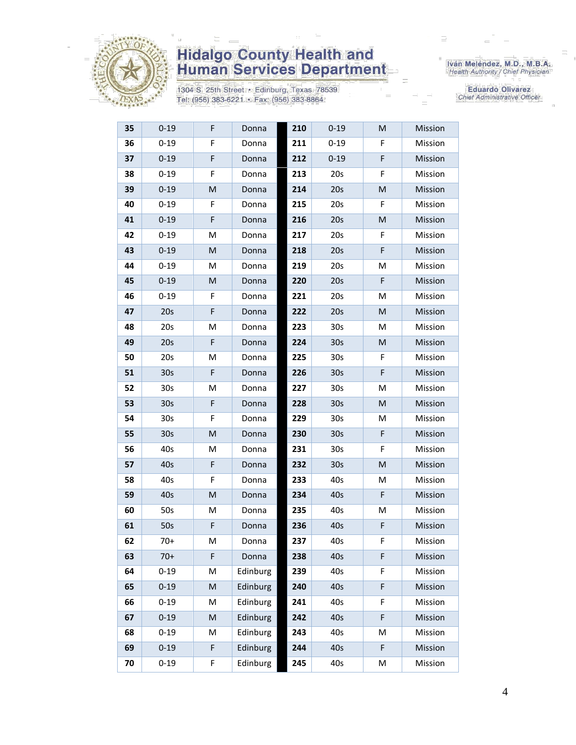# Hidalgo County Health and Human Services Department

1304 S. 25th Street • Edinburg, Texas 78539
Tel: (956) 383-6221 • Fax: (956) 383-8864

Iván Meléndez, M.D., M.B.A.
*Health Authority / Chief Physician*

Eduardo Olivarez
*Chief Administrative Officer*

| | | | | | | | |
|---|---|---|---|---|---|---|---|
| **35** | 0-19 | F | Donna | **210** | 0-19 | M | Mission |
| **36** | 0-19 | F | Donna | **211** | 0-19 | F | Mission |
| **37** | 0-19 | F | Donna | **212** | 0-19 | F | Mission |
| **38** | 0-19 | F | Donna | **213** | 20s | F | Mission |
| **39** | 0-19 | M | Donna | **214** | 20s | M | Mission |
| **40** | 0-19 | F | Donna | **215** | 20s | F | Mission |
| **41** | 0-19 | F | Donna | **216** | 20s | M | Mission |
| **42** | 0-19 | M | Donna | **217** | 20s | F | Mission |
| **43** | 0-19 | M | Donna | **218** | 20s | F | Mission |
| **44** | 0-19 | M | Donna | **219** | 20s | M | Mission |
| **45** | 0-19 | M | Donna | **220** | 20s | F | Mission |
| **46** | 0-19 | F | Donna | **221** | 20s | M | Mission |
| **47** | 20s | F | Donna | **222** | 20s | M | Mission |
| **48** | 20s | M | Donna | **223** | 30s | M | Mission |
| **49** | 20s | F | Donna | **224** | 30s | M | Mission |
| **50** | 20s | M | Donna | **225** | 30s | F | Mission |
| **51** | 30s | F | Donna | **226** | 30s | F | Mission |
| **52** | 30s | M | Donna | **227** | 30s | M | Mission |
| **53** | 30s | F | Donna | **228** | 30s | M | Mission |
| **54** | 30s | F | Donna | **229** | 30s | M | Mission |
| **55** | 30s | M | Donna | **230** | 30s | F | Mission |
| **56** | 40s | M | Donna | **231** | 30s | F | Mission |
| **57** | 40s | F | Donna | **232** | 30s | M | Mission |
| **58** | 40s | F | Donna | **233** | 40s | M | Mission |
| **59** | 40s | M | Donna | **234** | 40s | F | Mission |
| **60** | 50s | M | Donna | **235** | 40s | M | Mission |
| **61** | 50s | F | Donna | **236** | 40s | F | Mission |
| **62** | 70+ | M | Donna | **237** | 40s | F | Mission |
| **63** | 70+ | F | Donna | **238** | 40s | F | Mission |
| **64** | 0-19 | M | Edinburg | **239** | 40s | F | Mission |
| **65** | 0-19 | M | Edinburg | **240** | 40s | F | Mission |
| **66** | 0-19 | M | Edinburg | **241** | 40s | F | Mission |
| **67** | 0-19 | M | Edinburg | **242** | 40s | F | Mission |
| **68** | 0-19 | M | Edinburg | **243** | 40s | M | Mission |
| **69** | 0-19 | F | Edinburg | **244** | 40s | F | Mission |
| **70** | 0-19 | F | Edinburg | **245** | 40s | M | Mission |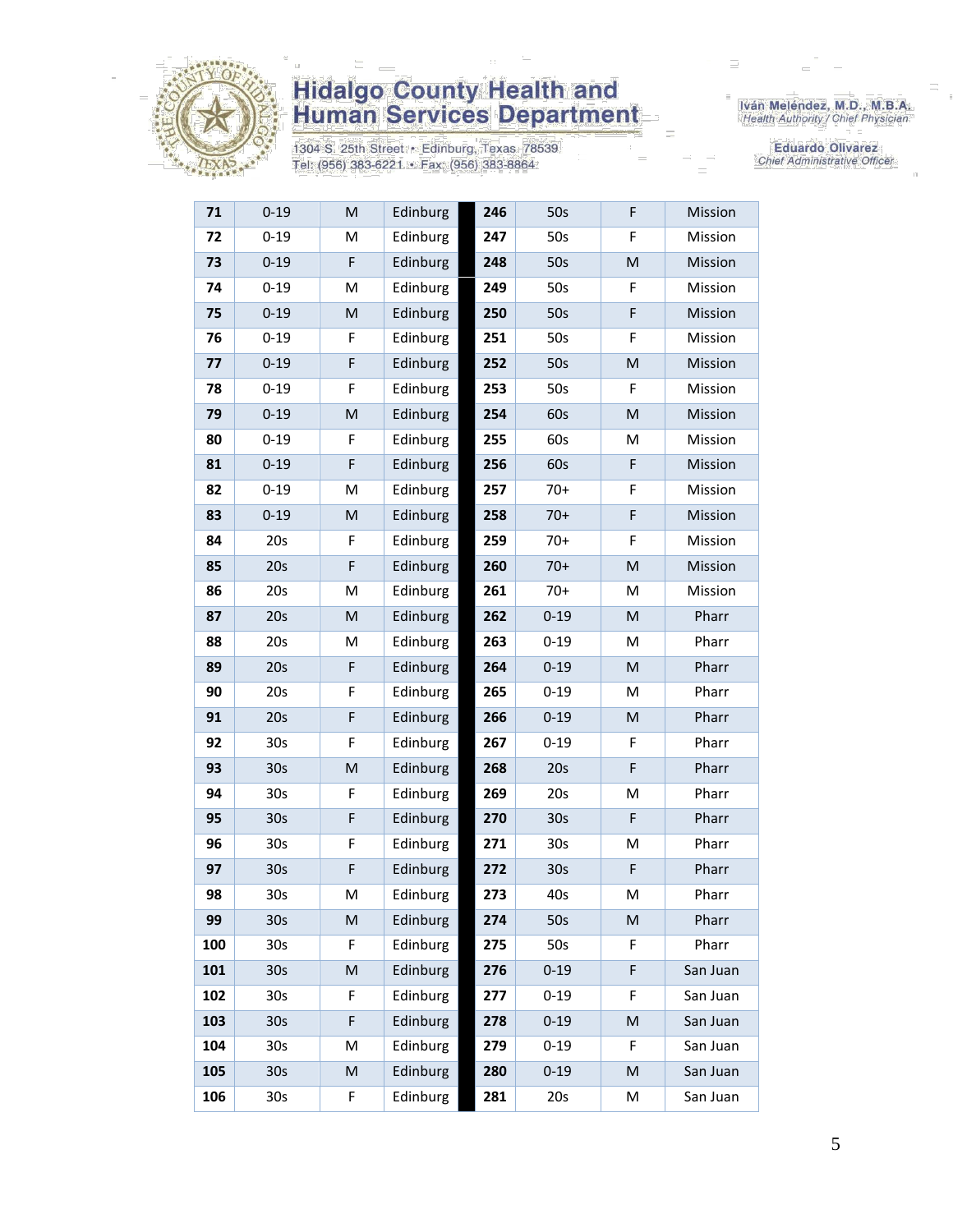| 71 | 0-19 | M | Edinburg | 246 | 50s | F | Mission |
|---|---|---|---|---|---|---|---|
| 72 | 0-19 | M | Edinburg | 247 | 50s | F | Mission |
| 73 | 0-19 | F | Edinburg | 248 | 50s | M | Mission |
| 74 | 0-19 | M | Edinburg | 249 | 50s | F | Mission |
| 75 | 0-19 | M | Edinburg | 250 | 50s | F | Mission |
| 76 | 0-19 | F | Edinburg | 251 | 50s | F | Mission |
| 77 | 0-19 | F | Edinburg | 252 | 50s | M | Mission |
| 78 | 0-19 | F | Edinburg | 253 | 50s | F | Mission |
| 79 | 0-19 | M | Edinburg | 254 | 60s | M | Mission |
| 80 | 0-19 | F | Edinburg | 255 | 60s | M | Mission |
| 81 | 0-19 | F | Edinburg | 256 | 60s | F | Mission |
| 82 | 0-19 | M | Edinburg | 257 | 70+ | F | Mission |
| 83 | 0-19 | M | Edinburg | 258 | 70+ | F | Mission |
| 84 | 20s | F | Edinburg | 259 | 70+ | F | Mission |
| 85 | 20s | F | Edinburg | 260 | 70+ | M | Mission |
| 86 | 20s | M | Edinburg | 261 | 70+ | M | Mission |
| 87 | 20s | M | Edinburg | 262 | 0-19 | M | Pharr |
| 88 | 20s | M | Edinburg | 263 | 0-19 | M | Pharr |
| 89 | 20s | F | Edinburg | 264 | 0-19 | M | Pharr |
| 90 | 20s | F | Edinburg | 265 | 0-19 | M | Pharr |
| 91 | 20s | F | Edinburg | 266 | 0-19 | M | Pharr |
| 92 | 30s | F | Edinburg | 267 | 0-19 | F | Pharr |
| 93 | 30s | M | Edinburg | 268 | 20s | F | Pharr |
| 94 | 30s | F | Edinburg | 269 | 20s | M | Pharr |
| 95 | 30s | F | Edinburg | 270 | 30s | F | Pharr |
| 96 | 30s | F | Edinburg | 271 | 30s | M | Pharr |
| 97 | 30s | F | Edinburg | 272 | 30s | F | Pharr |
| 98 | 30s | M | Edinburg | 273 | 40s | M | Pharr |
| 99 | 30s | M | Edinburg | 274 | 50s | M | Pharr |
| 100 | 30s | F | Edinburg | 275 | 50s | F | Pharr |
| 101 | 30s | M | Edinburg | 276 | 0-19 | F | San Juan |
| 102 | 30s | F | Edinburg | 277 | 0-19 | F | San Juan |
| 103 | 30s | F | Edinburg | 278 | 0-19 | M | San Juan |
| 104 | 30s | M | Edinburg | 279 | 0-19 | F | San Juan |
| 105 | 30s | M | Edinburg | 280 | 0-19 | M | San Juan |
| 106 | 30s | F | Edinburg | 281 | 20s | M | San Juan |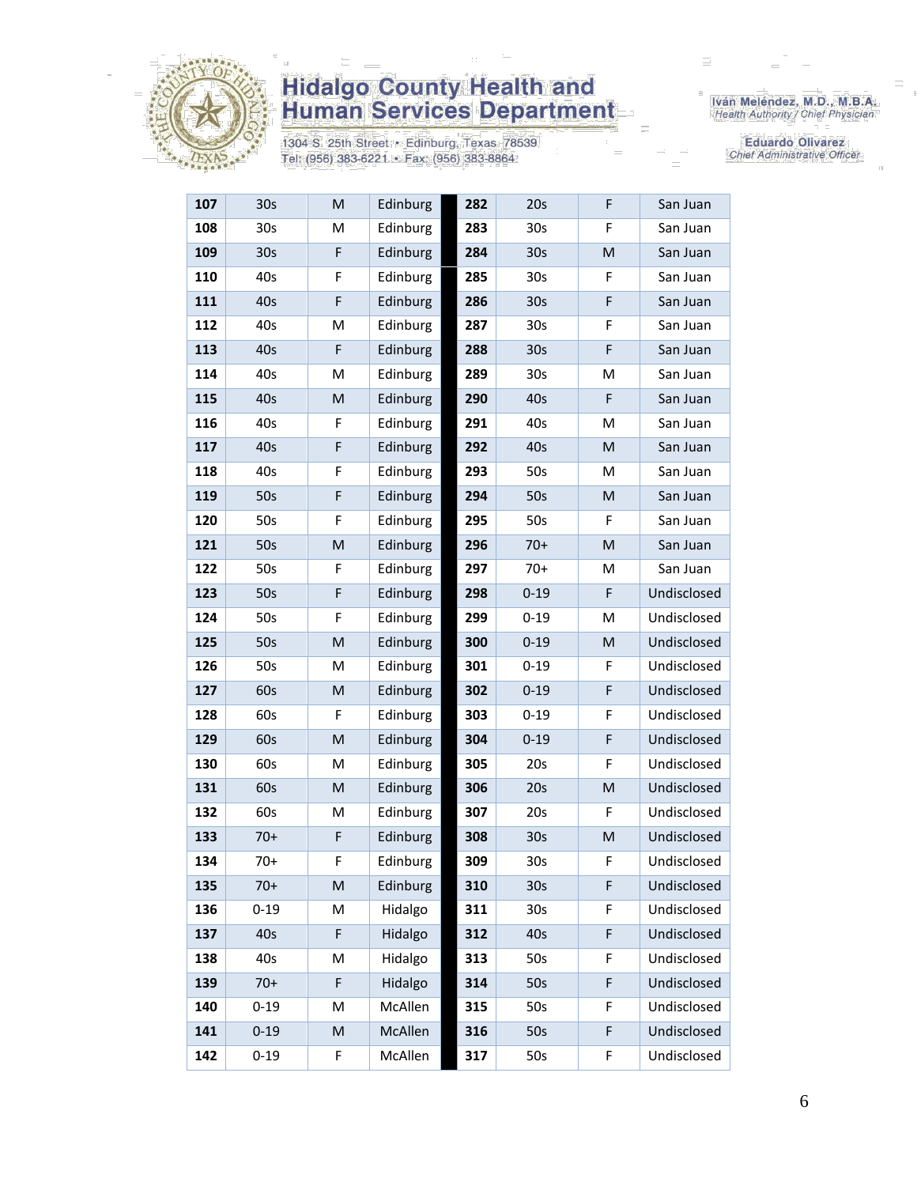| | | | | | | | |
|---|---|---|---|---|---|---|---|
| **107** | 30s | M | Edinburg | **282** | 20s | F | San Juan |
| **108** | 30s | M | Edinburg | **283** | 30s | F | San Juan |
| **109** | 30s | F | Edinburg | **284** | 30s | M | San Juan |
| **110** | 40s | F | Edinburg | **285** | 30s | F | San Juan |
| **111** | 40s | F | Edinburg | **286** | 30s | F | San Juan |
| **112** | 40s | M | Edinburg | **287** | 30s | F | San Juan |
| **113** | 40s | F | Edinburg | **288** | 30s | F | San Juan |
| **114** | 40s | M | Edinburg | **289** | 30s | M | San Juan |
| **115** | 40s | M | Edinburg | **290** | 40s | F | San Juan |
| **116** | 40s | F | Edinburg | **291** | 40s | M | San Juan |
| **117** | 40s | F | Edinburg | **292** | 40s | M | San Juan |
| **118** | 40s | F | Edinburg | **293** | 50s | M | San Juan |
| **119** | 50s | F | Edinburg | **294** | 50s | M | San Juan |
| **120** | 50s | F | Edinburg | **295** | 50s | F | San Juan |
| **121** | 50s | M | Edinburg | **296** | 70+ | M | San Juan |
| **122** | 50s | F | Edinburg | **297** | 70+ | M | San Juan |
| **123** | 50s | F | Edinburg | **298** | 0-19 | F | Undisclosed |
| **124** | 50s | F | Edinburg | **299** | 0-19 | M | Undisclosed |
| **125** | 50s | M | Edinburg | **300** | 0-19 | M | Undisclosed |
| **126** | 50s | M | Edinburg | **301** | 0-19 | F | Undisclosed |
| **127** | 60s | M | Edinburg | **302** | 0-19 | F | Undisclosed |
| **128** | 60s | F | Edinburg | **303** | 0-19 | F | Undisclosed |
| **129** | 60s | M | Edinburg | **304** | 0-19 | F | Undisclosed |
| **130** | 60s | M | Edinburg | **305** | 20s | F | Undisclosed |
| **131** | 60s | M | Edinburg | **306** | 20s | M | Undisclosed |
| **132** | 60s | M | Edinburg | **307** | 20s | F | Undisclosed |
| **133** | 70+ | F | Edinburg | **308** | 30s | M | Undisclosed |
| **134** | 70+ | F | Edinburg | **309** | 30s | F | Undisclosed |
| **135** | 70+ | M | Edinburg | **310** | 30s | F | Undisclosed |
| **136** | 0-19 | M | Hidalgo | **311** | 30s | F | Undisclosed |
| **137** | 40s | F | Hidalgo | **312** | 40s | F | Undisclosed |
| **138** | 40s | M | Hidalgo | **313** | 50s | F | Undisclosed |
| **139** | 70+ | F | Hidalgo | **314** | 50s | F | Undisclosed |
| **140** | 0-19 | M | McAllen | **315** | 50s | F | Undisclosed |
| **141** | 0-19 | M | McAllen | **316** | 50s | F | Undisclosed |
| **142** | 0-19 | F | McAllen | **317** | 50s | F | Undisclosed |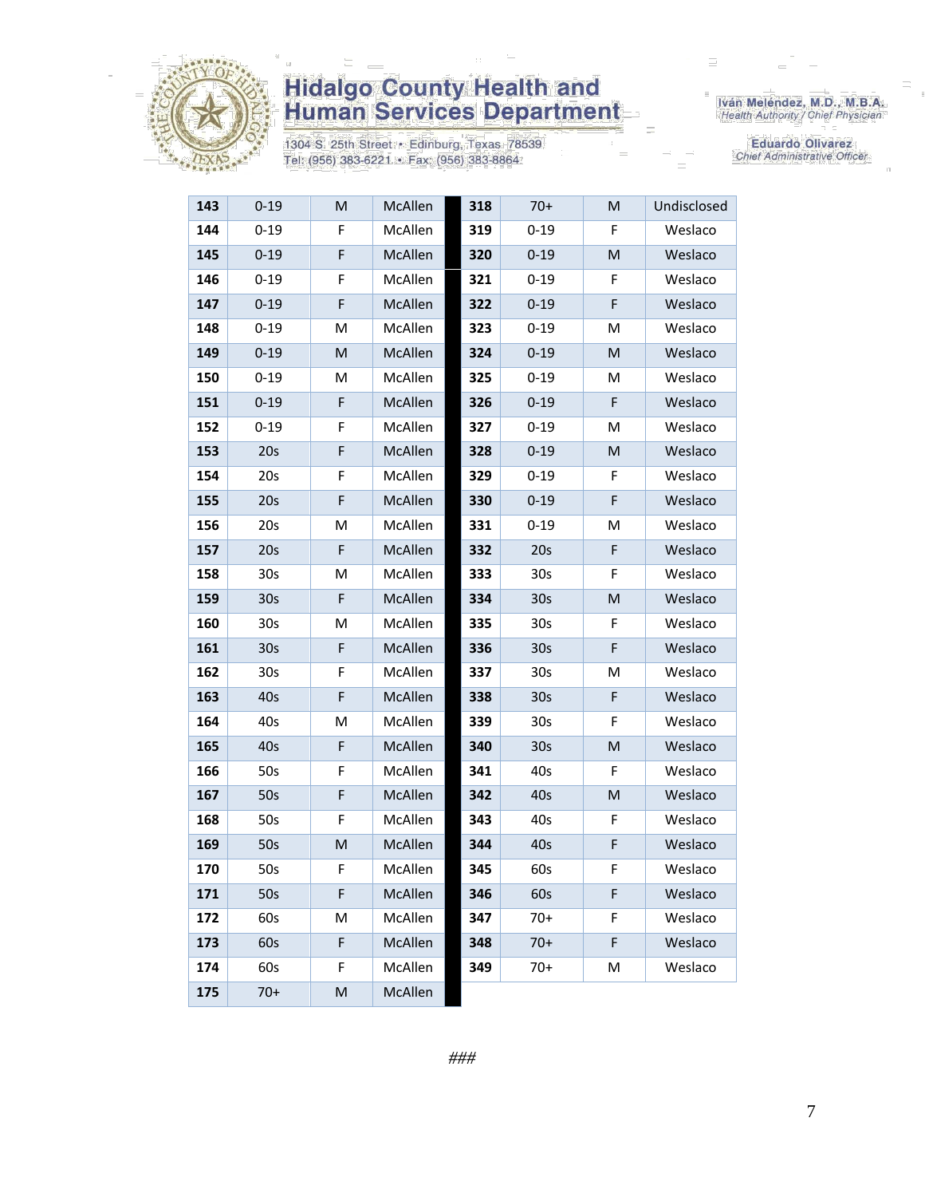# Hidalgo County Health and Human Services Department

1304 S. 25th Street • Edinburg, Texas 78539
Tel: (956) 383-6221 • Fax: (956) 383-8864

Iván Meléndez, M.D., M.B.A.
Health Authority / Chief Physician

Eduardo Olivarez
Chief Administrative Officer

| | | | | | | | |
|---|---|---|---|---|---|---|---|
| **143** | 0-19 | M | McAllen | **318** | 70+ | M | Undisclosed |
| **144** | 0-19 | F | McAllen | **319** | 0-19 | F | Weslaco |
| **145** | 0-19 | F | McAllen | **320** | 0-19 | M | Weslaco |
| **146** | 0-19 | F | McAllen | **321** | 0-19 | F | Weslaco |
| **147** | 0-19 | F | McAllen | **322** | 0-19 | F | Weslaco |
| **148** | 0-19 | M | McAllen | **323** | 0-19 | M | Weslaco |
| **149** | 0-19 | M | McAllen | **324** | 0-19 | M | Weslaco |
| **150** | 0-19 | M | McAllen | **325** | 0-19 | M | Weslaco |
| **151** | 0-19 | F | McAllen | **326** | 0-19 | F | Weslaco |
| **152** | 0-19 | F | McAllen | **327** | 0-19 | M | Weslaco |
| **153** | 20s | F | McAllen | **328** | 0-19 | M | Weslaco |
| **154** | 20s | F | McAllen | **329** | 0-19 | F | Weslaco |
| **155** | 20s | F | McAllen | **330** | 0-19 | F | Weslaco |
| **156** | 20s | M | McAllen | **331** | 0-19 | M | Weslaco |
| **157** | 20s | F | McAllen | **332** | 20s | F | Weslaco |
| **158** | 30s | M | McAllen | **333** | 30s | F | Weslaco |
| **159** | 30s | F | McAllen | **334** | 30s | M | Weslaco |
| **160** | 30s | M | McAllen | **335** | 30s | F | Weslaco |
| **161** | 30s | F | McAllen | **336** | 30s | F | Weslaco |
| **162** | 30s | F | McAllen | **337** | 30s | M | Weslaco |
| **163** | 40s | F | McAllen | **338** | 30s | F | Weslaco |
| **164** | 40s | M | McAllen | **339** | 30s | F | Weslaco |
| **165** | 40s | F | McAllen | **340** | 30s | M | Weslaco |
| **166** | 50s | F | McAllen | **341** | 40s | F | Weslaco |
| **167** | 50s | F | McAllen | **342** | 40s | M | Weslaco |
| **168** | 50s | F | McAllen | **343** | 40s | F | Weslaco |
| **169** | 50s | M | McAllen | **344** | 40s | F | Weslaco |
| **170** | 50s | F | McAllen | **345** | 60s | F | Weslaco |
| **171** | 50s | F | McAllen | **346** | 60s | F | Weslaco |
| **172** | 60s | M | McAllen | **347** | 70+ | F | Weslaco |
| **173** | 60s | F | McAllen | **348** | 70+ | F | Weslaco |
| **174** | 60s | F | McAllen | **349** | 70+ | M | Weslaco |
| **175** | 70+ | M | McAllen | | | | |

###